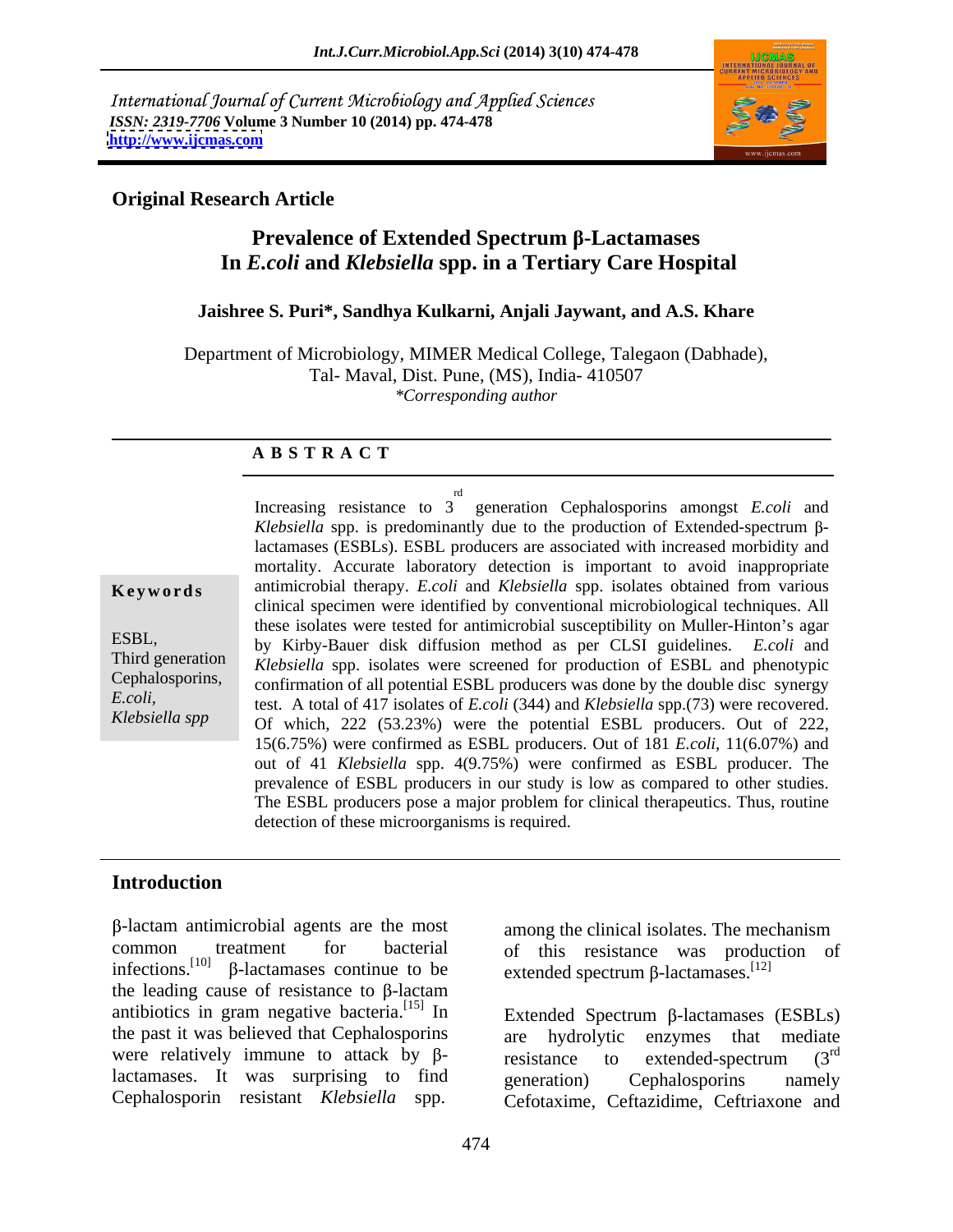International Journal of Current Microbiology and Applied Sciences
*ISSN: 2319-7706* **Volume 3 Number 10 (2014) pp. 474-478**
**http://www.ijcmas.com**

**Original Research Article**

# Prevalence of Extended Spectrum β-Lactamases In *E.coli* and *Klebsiella* spp. in a Tertiary Care Hospital

**Jaishree S. Puri\*, Sandhya Kulkarni, Anjali Jaywant, and A.S. Khare**

Department of Microbiology, MIMER Medical College, Talegaon (Dabhade), Tal- Maval, Dist. Pune, (MS), India- 410507
*\*Corresponding author*

## A B S T R A C T

**Keywords**

ESBL, Third generation Cephalosporins, *E.coli*, *Klebsiella spp*

Increasing resistance to 3rd generation Cephalosporins amongst *E.coli* and *Klebsiella* spp. is predominantly due to the production of Extended-spectrum β-lactamases (ESBLs). ESBL producers are associated with increased morbidity and mortality. Accurate laboratory detection is important to avoid inappropriate antimicrobial therapy. *E.coli* and *Klebsiella* spp. isolates obtained from various clinical specimen were identified by conventional microbiological techniques. All these isolates were tested for antimicrobial susceptibility on Muller-Hinton's agar by Kirby-Bauer disk diffusion method as per CLSI guidelines. *E.coli* and *Klebsiella* spp. isolates were screened for production of ESBL and phenotypic confirmation of all potential ESBL producers was done by the double disc synergy test. A total of 417 isolates of *E.coli* (344) and *Klebsiella* spp.(73) were recovered. Of which, 222 (53.23%) were the potential ESBL producers. Out of 222, 15(6.75%) were confirmed as ESBL producers. Out of 181 *E.coli*, 11(6.07%) and out of 41 *Klebsiella* spp. 4(9.75%) were confirmed as ESBL producer. The prevalence of ESBL producers in our study is low as compared to other studies. The ESBL producers pose a major problem for clinical therapeutics. Thus, routine detection of these microorganisms is required.

## Introduction

β-lactam antimicrobial agents are the most common treatment for bacterial infections.[10] β-lactamases continue to be the leading cause of resistance to β-lactam antibiotics in gram negative bacteria.[15] In the past it was believed that Cephalosporins were relatively immune to attack by β-lactamases. It was surprising to find Cephalosporin resistant *Klebsiella* spp. among the clinical isolates. The mechanism of this resistance was production of extended spectrum β-lactamases.[12]

Extended Spectrum β-lactamases (ESBLs) are hydrolytic enzymes that mediate resistance to extended-spectrum (3rd generation) Cephalosporins namely Cefotaxime, Ceftazidime, Ceftriaxone and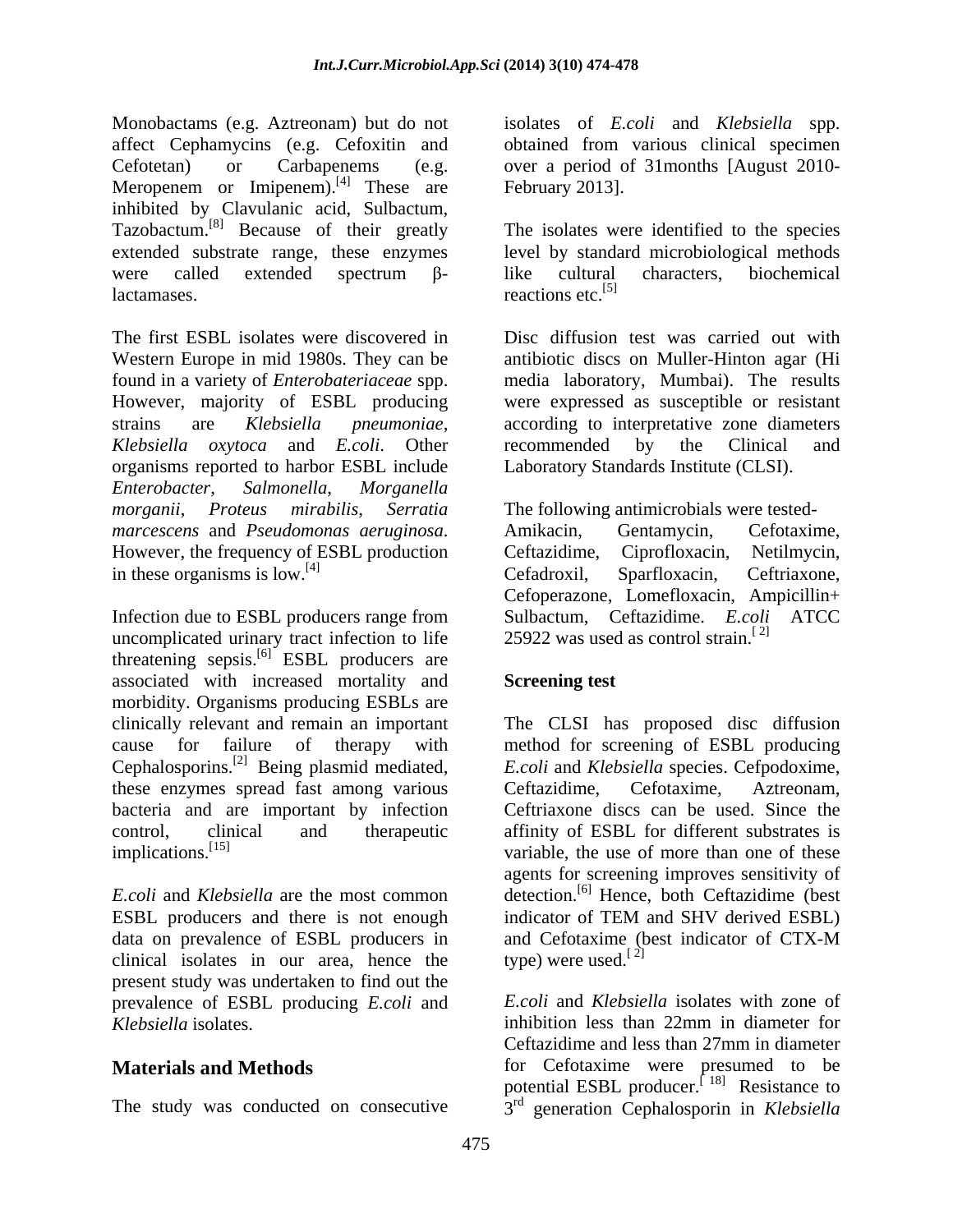Monobactams (e.g. Aztreonam) but do not affect Cephamycins (e.g. Cefoxitin and Cefotetan) or Carbapenems (e.g. Meropenem or Imipenem).[4] These are inhibited by Clavulanic acid, Sulbactum, Tazobactum.[8] Because of their greatly extended substrate range, these enzymes were called extended spectrum β-lactamases.

The first ESBL isolates were discovered in Western Europe in mid 1980s. They can be found in a variety of *Enterobateriaceae* spp. However, majority of ESBL producing strains are *Klebsiella pneumoniae*, *Klebsiella oxytoca* and *E.coli*. Other organisms reported to harbor ESBL include *Enterobacter*, *Salmonella*, *Morganella morganii*, *Proteus mirabilis*, *Serratia marcescens* and *Pseudomonas aeruginosa*. However, the frequency of ESBL production in these organisms is low.[4]

Infection due to ESBL producers range from uncomplicated urinary tract infection to life threatening sepsis.[6] ESBL producers are associated with increased mortality and morbidity. Organisms producing ESBLs are clinically relevant and remain an important cause for failure of therapy with Cephalosporins.[2] Being plasmid mediated, these enzymes spread fast among various bacteria and are important by infection control, clinical and therapeutic implications.[15]

*E.coli* and *Klebsiella* are the most common ESBL producers and there is not enough data on prevalence of ESBL producers in clinical isolates in our area, hence the present study was undertaken to find out the prevalence of ESBL producing *E.coli* and *Klebsiella* isolates.

## Materials and Methods

The study was conducted on consecutive isolates of *E.coli* and *Klebsiella* spp. obtained from various clinical specimen over a period of 31months [August 2010-February 2013].

The isolates were identified to the species level by standard microbiological methods like cultural characters, biochemical reactions etc.[5]

Disc diffusion test was carried out with antibiotic discs on Muller-Hinton agar (Hi media laboratory, Mumbai). The results were expressed as susceptible or resistant according to interpretative zone diameters recommended by the Clinical and Laboratory Standards Institute (CLSI).

The following antimicrobials were tested- Amikacin, Gentamycin, Cefotaxime, Ceftazidime, Ciprofloxacin, Netilmycin, Cefadroxil, Sparfloxacin, Ceftriaxone, Cefoperazone, Lomefloxacin, Ampicillin+ Sulbactum, Ceftazidime. *E.coli* ATCC 25922 was used as control strain.[2]

### Screening test

The CLSI has proposed disc diffusion method for screening of ESBL producing *E.coli* and *Klebsiella* species. Cefpodoxime, Ceftazidime, Cefotaxime, Aztreonam, Ceftriaxone discs can be used. Since the affinity of ESBL for different substrates is variable, the use of more than one of these agents for screening improves sensitivity of detection.[6] Hence, both Ceftazidime (best indicator of TEM and SHV derived ESBL) and Cefotaxime (best indicator of CTX-M type) were used.[2]

*E.coli* and *Klebsiella* isolates with zone of inhibition less than 22mm in diameter for Ceftazidime and less than 27mm in diameter for Cefotaxime were presumed to be potential ESBL producer.[18] Resistance to 3rd generation Cephalosporin in *Klebsiella*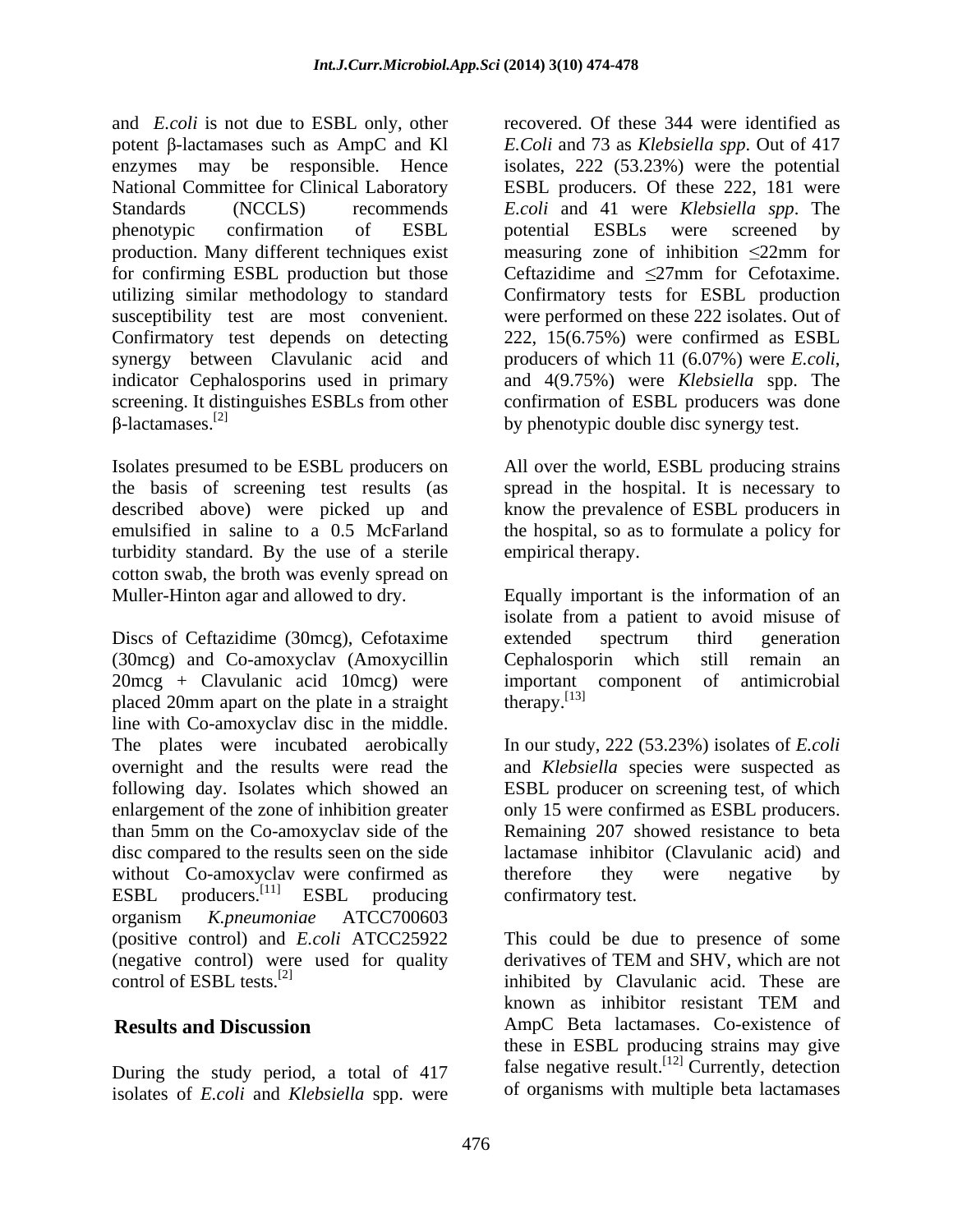and *E.coli* is not due to ESBL only, other potent β-lactamases such as AmpC and Kl enzymes may be responsible. Hence National Committee for Clinical Laboratory Standards (NCCLS) recommends phenotypic confirmation of ESBL production. Many different techniques exist for confirming ESBL production but those utilizing similar methodology to standard susceptibility test are most convenient. Confirmatory test depends on detecting synergy between Clavulanic acid and indicator Cephalosporins used in primary screening. It distinguishes ESBLs from other β-lactamases.[2]

Isolates presumed to be ESBL producers on the basis of screening test results (as described above) were picked up and emulsified in saline to a 0.5 McFarland turbidity standard. By the use of a sterile cotton swab, the broth was evenly spread on Muller-Hinton agar and allowed to dry.

Discs of Ceftazidime (30mcg), Cefotaxime (30mcg) and Co-amoxyclav (Amoxycillin 20mcg + Clavulanic acid 10mcg) were placed 20mm apart on the plate in a straight line with Co-amoxyclav disc in the middle. The plates were incubated aerobically overnight and the results were read the following day. Isolates which showed an enlargement of the zone of inhibition greater than 5mm on the Co-amoxyclav side of the disc compared to the results seen on the side without Co-amoxyclav were confirmed as ESBL producers.[11] ESBL producing organism *K.pneumoniae* ATCC700603 (positive control) and *E.coli* ATCC25922 (negative control) were used for quality control of ESBL tests.[2]

## Results and Discussion

During the study period, a total of 417 isolates of *E.coli* and *Klebsiella* spp. were recovered. Of these 344 were identified as *E.Coli* and 73 as *Klebsiella spp*. Out of 417 isolates, 222 (53.23%) were the potential ESBL producers. Of these 222, 181 were *E.coli* and 41 were *Klebsiella spp*. The potential ESBLs were screened by measuring zone of inhibition ≤22mm for Ceftazidime and ≤27mm for Cefotaxime. Confirmatory tests for ESBL production were performed on these 222 isolates. Out of 222, 15(6.75%) were confirmed as ESBL producers of which 11 (6.07%) were *E.coli*, and 4(9.75%) were *Klebsiella* spp. The confirmation of ESBL producers was done by phenotypic double disc synergy test.

All over the world, ESBL producing strains spread in the hospital. It is necessary to know the prevalence of ESBL producers in the hospital, so as to formulate a policy for empirical therapy.

Equally important is the information of an isolate from a patient to avoid misuse of extended spectrum third generation Cephalosporin which still remain an important component of antimicrobial therapy.[13]

In our study, 222 (53.23%) isolates of *E.coli* and *Klebsiella* species were suspected as ESBL producer on screening test, of which only 15 were confirmed as ESBL producers. Remaining 207 showed resistance to beta lactamase inhibitor (Clavulanic acid) and therefore they were negative by confirmatory test.

This could be due to presence of some derivatives of TEM and SHV, which are not inhibited by Clavulanic acid. These are known as inhibitor resistant TEM and AmpC Beta lactamases. Co-existence of these in ESBL producing strains may give false negative result.[12] Currently, detection of organisms with multiple beta lactamases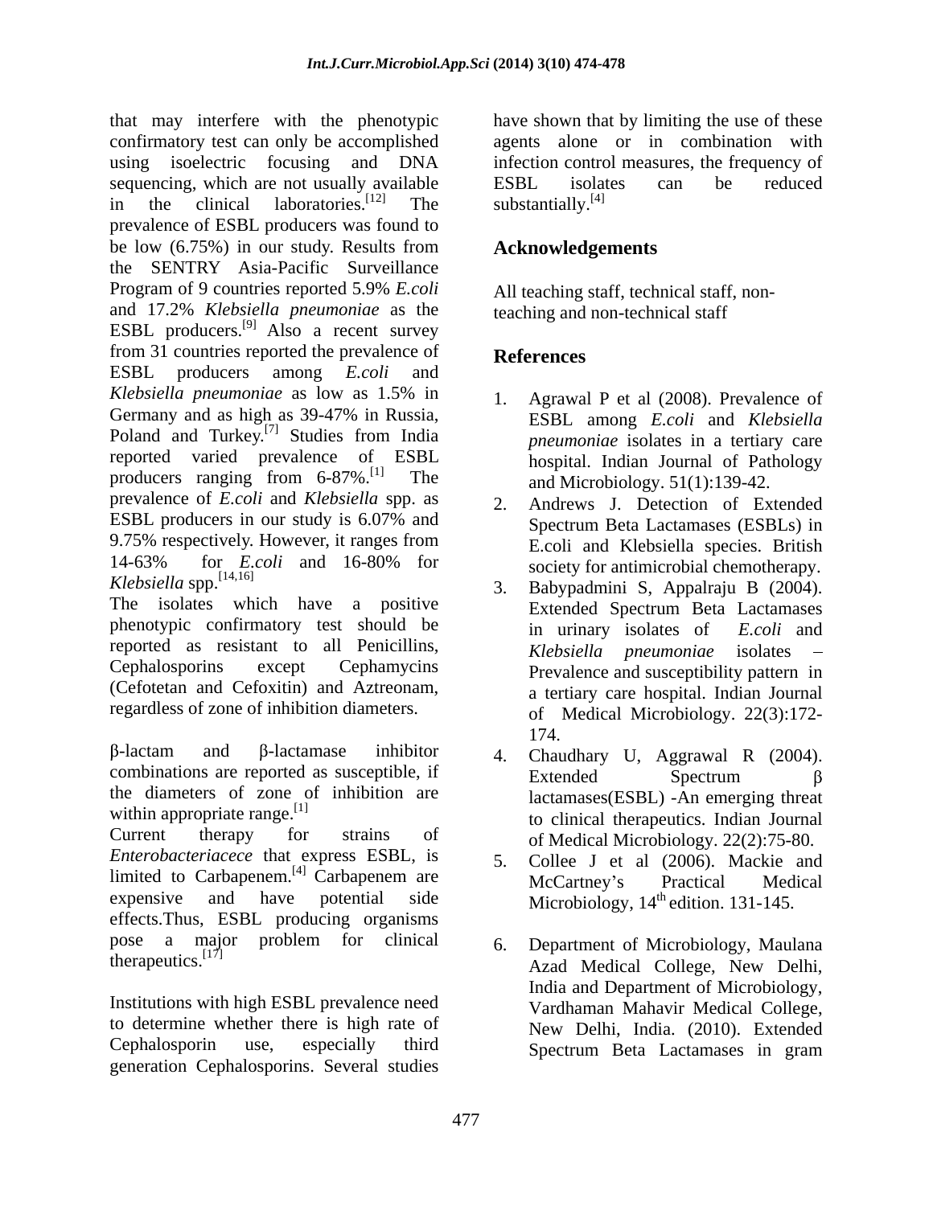that may interfere with the phenotypic confirmatory test can only be accomplished using isoelectric focusing and DNA sequencing, which are not usually available in the clinical laboratories.[12] The prevalence of ESBL producers was found to be low (6.75%) in our study. Results from the SENTRY Asia-Pacific Surveillance Program of 9 countries reported 5.9% *E.coli* and 17.2% *Klebsiella pneumoniae* as the ESBL producers.[9] Also a recent survey from 31 countries reported the prevalence of ESBL producers among *E.coli* and *Klebsiella pneumoniae* as low as 1.5% in Germany and as high as 39-47% in Russia, Poland and Turkey.[7] Studies from India reported varied prevalence of ESBL producers ranging from 6-87%.[1] The prevalence of *E.coli* and *Klebsiella* spp. as ESBL producers in our study is 6.07% and 9.75% respectively. However, it ranges from 14-63% for *E.coli* and 16-80% for *Klebsiella* spp.[14,16]

The isolates which have a positive phenotypic confirmatory test should be reported as resistant to all Penicillins, Cephalosporins except Cephamycins (Cefotetan and Cefoxitin) and Aztreonam, regardless of zone of inhibition diameters.

β-lactam and β-lactamase inhibitor combinations are reported as susceptible, if the diameters of zone of inhibition are within appropriate range.[1]

Current therapy for strains of *Enterobacteriacece* that express ESBL, is limited to Carbapenem.[4] Carbapenem are expensive and have potential side effects.Thus, ESBL producing organisms pose a major problem for clinical therapeutics.[17]

Institutions with high ESBL prevalence need to determine whether there is high rate of Cephalosporin use, especially third generation Cephalosporins. Several studies have shown that by limiting the use of these agents alone or in combination with infection control measures, the frequency of ESBL isolates can be reduced substantially.[4]

## Acknowledgements

All teaching staff, technical staff, non-teaching and non-technical staff

## References

1. Agrawal P et al (2008). Prevalence of ESBL among *E.coli* and *Klebsiella pneumoniae* isolates in a tertiary care hospital. Indian Journal of Pathology and Microbiology. 51(1):139-42.
2. Andrews J. Detection of Extended Spectrum Beta Lactamases (ESBLs) in E.coli and Klebsiella species. British society for antimicrobial chemotherapy.
3. Babypadmini S, Appalraju B (2004). Extended Spectrum Beta Lactamases in urinary isolates of *E.coli* and *Klebsiella pneumoniae* isolates – Prevalence and susceptibility pattern in a tertiary care hospital. Indian Journal of Medical Microbiology. 22(3):172-174.
4. Chaudhary U, Aggrawal R (2004). Extended Spectrum β lactamases(ESBL) -An emerging threat to clinical therapeutics. Indian Journal of Medical Microbiology. 22(2):75-80.
5. Collee J et al (2006). Mackie and McCartney's Practical Medical Microbiology, 14th edition. 131-145.
6. Department of Microbiology, Maulana Azad Medical College, New Delhi, India and Department of Microbiology, Vardhaman Mahavir Medical College, New Delhi, India. (2010). Extended Spectrum Beta Lactamases in gram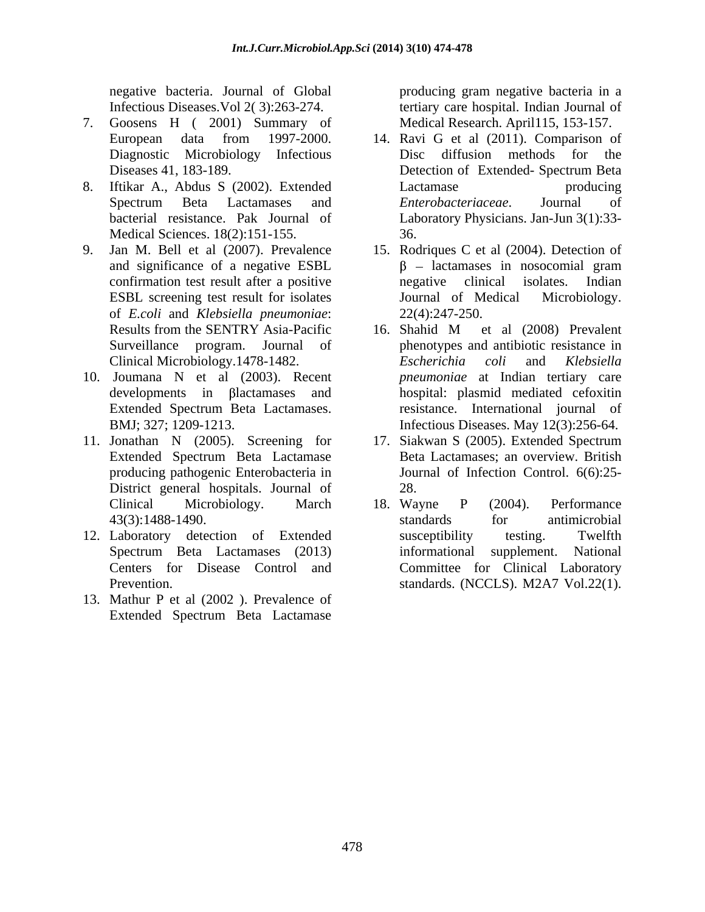negative bacteria. Journal of Global Infectious Diseases.Vol 2( 3):263-274.

7. Goosens H ( 2001) Summary of European data from 1997-2000. Diagnostic Microbiology Infectious Diseases 41, 183-189.
8. Iftikar A., Abdus S (2002). Extended Spectrum Beta Lactamases and bacterial resistance. Pak Journal of Medical Sciences. 18(2):151-155.
9. Jan M. Bell et al (2007). Prevalence and significance of a negative ESBL confirmation test result after a positive ESBL screening test result for isolates of *E.coli* and *Klebsiella pneumoniae*: Results from the SENTRY Asia-Pacific Surveillance program. Journal of Clinical Microbiology.1478-1482.
10. Joumana N et al (2003). Recent developments in βlactamases and Extended Spectrum Beta Lactamases. BMJ; 327; 1209-1213.
11. Jonathan N (2005). Screening for Extended Spectrum Beta Lactamase producing pathogenic Enterobacteria in District general hospitals. Journal of Clinical Microbiology. March 43(3):1488-1490.
12. Laboratory detection of Extended Spectrum Beta Lactamases (2013) Centers for Disease Control and Prevention.
13. Mathur P et al (2002 ). Prevalence of Extended Spectrum Beta Lactamase producing gram negative bacteria in a tertiary care hospital. Indian Journal of Medical Research. April115, 153-157.
14. Ravi G et al (2011). Comparison of Disc diffusion methods for the Detection of Extended- Spectrum Beta Lactamase producing *Enterobacteriaceae*. Journal of Laboratory Physicians. Jan-Jun 3(1):33-36.
15. Rodriques C et al (2004). Detection of β – lactamases in nosocomial gram negative clinical isolates. Indian Journal of Medical Microbiology. 22(4):247-250.
16. Shahid M et al (2008) Prevalent phenotypes and antibiotic resistance in *Escherichia coli* and *Klebsiella pneumoniae* at Indian tertiary care hospital: plasmid mediated cefoxitin resistance. International journal of Infectious Diseases. May 12(3):256-64.
17. Siakwan S (2005). Extended Spectrum Beta Lactamases; an overview. British Journal of Infection Control. 6(6):25-28.
18. Wayne P (2004). Performance standards for antimicrobial susceptibility testing. Twelfth informational supplement. National Committee for Clinical Laboratory standards. (NCCLS). M2A7 Vol.22(1).